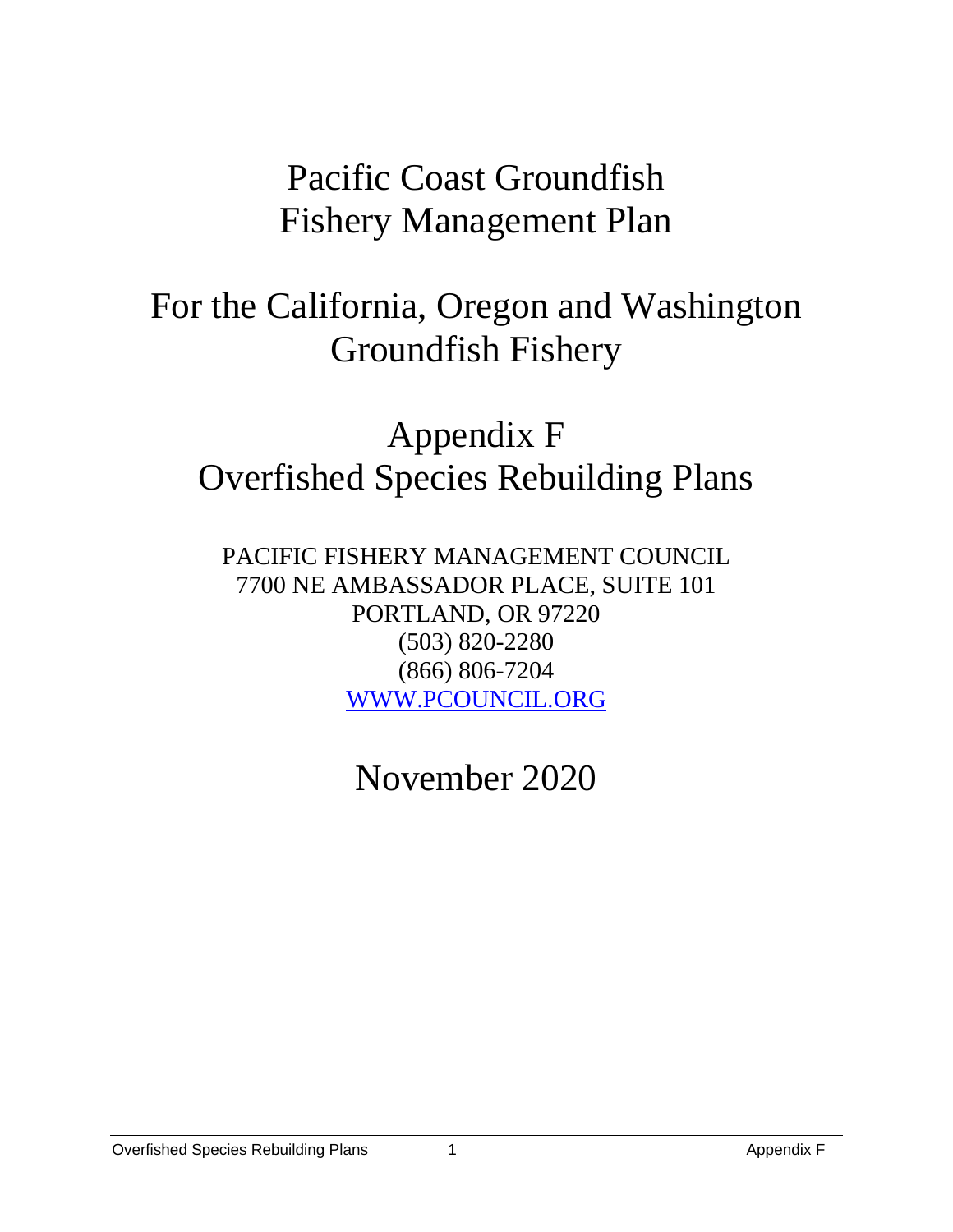# Pacific Coast Groundfish Fishery Management Plan

# For the California, Oregon and Washington Groundfish Fishery

# Appendix F Overfished Species Rebuilding Plans

PACIFIC FISHERY MANAGEMENT COUNCIL
7700 NE AMBASSADOR PLACE, SUITE 101
PORTLAND, OR 97220
(503) 820-2280
(866) 806-7204
WWW.PCOUNCIL.ORG

## November 2020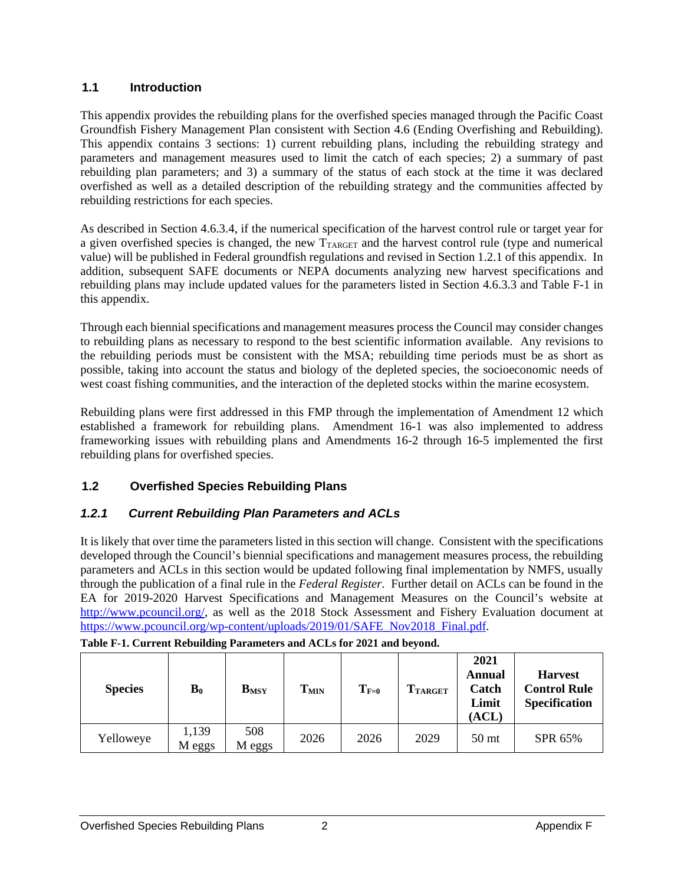## 1.1 Introduction

This appendix provides the rebuilding plans for the overfished species managed through the Pacific Coast Groundfish Fishery Management Plan consistent with Section 4.6 (Ending Overfishing and Rebuilding). This appendix contains 3 sections: 1) current rebuilding plans, including the rebuilding strategy and parameters and management measures used to limit the catch of each species; 2) a summary of past rebuilding plan parameters; and 3) a summary of the status of each stock at the time it was declared overfished as well as a detailed description of the rebuilding strategy and the communities affected by rebuilding restrictions for each species.

As described in Section 4.6.3.4, if the numerical specification of the harvest control rule or target year for a given overfished species is changed, the new $T_{TARGET}$ and the harvest control rule (type and numerical value) will be published in Federal groundfish regulations and revised in Section 1.2.1 of this appendix. In addition, subsequent SAFE documents or NEPA documents analyzing new harvest specifications and rebuilding plans may include updated values for the parameters listed in Section 4.6.3.3 and Table F-1 in this appendix.

Through each biennial specifications and management measures process the Council may consider changes to rebuilding plans as necessary to respond to the best scientific information available. Any revisions to the rebuilding periods must be consistent with the MSA; rebuilding time periods must be as short as possible, taking into account the status and biology of the depleted species, the socioeconomic needs of west coast fishing communities, and the interaction of the depleted stocks within the marine ecosystem.

Rebuilding plans were first addressed in this FMP through the implementation of Amendment 12 which established a framework for rebuilding plans. Amendment 16-1 was also implemented to address frameworking issues with rebuilding plans and Amendments 16-2 through 16-5 implemented the first rebuilding plans for overfished species.

## 1.2 Overfished Species Rebuilding Plans

### *1.2.1 Current Rebuilding Plan Parameters and ACLs*

It is likely that over time the parameters listed in this section will change. Consistent with the specifications developed through the Council's biennial specifications and management measures process, the rebuilding parameters and ACLs in this section would be updated following final implementation by NMFS, usually through the publication of a final rule in the *Federal Register*. Further detail on ACLs can be found in the EA for 2019-2020 Harvest Specifications and Management Measures on the Council's website at http://www.pcouncil.org/, as well as the 2018 Stock Assessment and Fishery Evaluation document at https://www.pcouncil.org/wp-content/uploads/2019/01/SAFE_Nov2018_Final.pdf.

**Table F-1. Current Rebuilding Parameters and ACLs for 2021 and beyond.**

| Species | $B_0$ | $B_{MSY}$ | $T_{MIN}$ | $T_{F=0}$ | $T_{TARGET}$ | 2021 Annual Catch Limit (ACL) | Harvest Control Rule Specification |
|---|---|---|---|---|---|---|---|
| Yelloweye | 1,139 M eggs | 508 M eggs | 2026 | 2026 | 2029 | 50 mt | SPR 65% |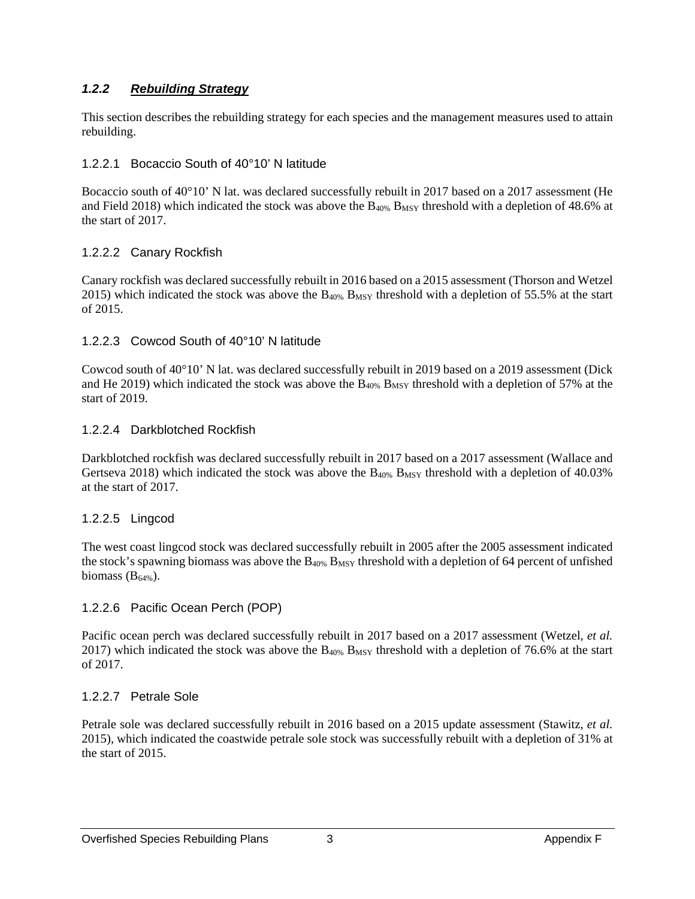### *1.2.2 Rebuilding Strategy*

This section describes the rebuilding strategy for each species and the management measures used to attain rebuilding.

#### 1.2.2.1 Bocaccio South of 40°10’ N latitude

Bocaccio south of 40°10’ N lat. was declared successfully rebuilt in 2017 based on a 2017 assessment (He and Field 2018) which indicated the stock was above the $B_{40\%}$ $B_{MSY}$ threshold with a depletion of 48.6% at the start of 2017.

#### 1.2.2.2 Canary Rockfish

Canary rockfish was declared successfully rebuilt in 2016 based on a 2015 assessment (Thorson and Wetzel 2015) which indicated the stock was above the $B_{40\%}$ $B_{MSY}$ threshold with a depletion of 55.5% at the start of 2015.

#### 1.2.2.3 Cowcod South of 40°10’ N latitude

Cowcod south of 40°10’ N lat. was declared successfully rebuilt in 2019 based on a 2019 assessment (Dick and He 2019) which indicated the stock was above the $B_{40\%}$ $B_{MSY}$ threshold with a depletion of 57% at the start of 2019.

#### 1.2.2.4 Darkblotched Rockfish

Darkblotched rockfish was declared successfully rebuilt in 2017 based on a 2017 assessment (Wallace and Gertseva 2018) which indicated the stock was above the $B_{40\%}$ $B_{MSY}$ threshold with a depletion of 40.03% at the start of 2017.

#### 1.2.2.5 Lingcod

The west coast lingcod stock was declared successfully rebuilt in 2005 after the 2005 assessment indicated the stock’s spawning biomass was above the $B_{40\%}$ $B_{MSY}$ threshold with a depletion of 64 percent of unfished biomass ($B_{64\%}$).

#### 1.2.2.6 Pacific Ocean Perch (POP)

Pacific ocean perch was declared successfully rebuilt in 2017 based on a 2017 assessment (Wetzel, *et al.* 2017) which indicated the stock was above the $B_{40\%}$ $B_{MSY}$ threshold with a depletion of 76.6% at the start of 2017.

#### 1.2.2.7 Petrale Sole

Petrale sole was declared successfully rebuilt in 2016 based on a 2015 update assessment (Stawitz, *et al*. 2015), which indicated the coastwide petrale sole stock was successfully rebuilt with a depletion of 31% at the start of 2015.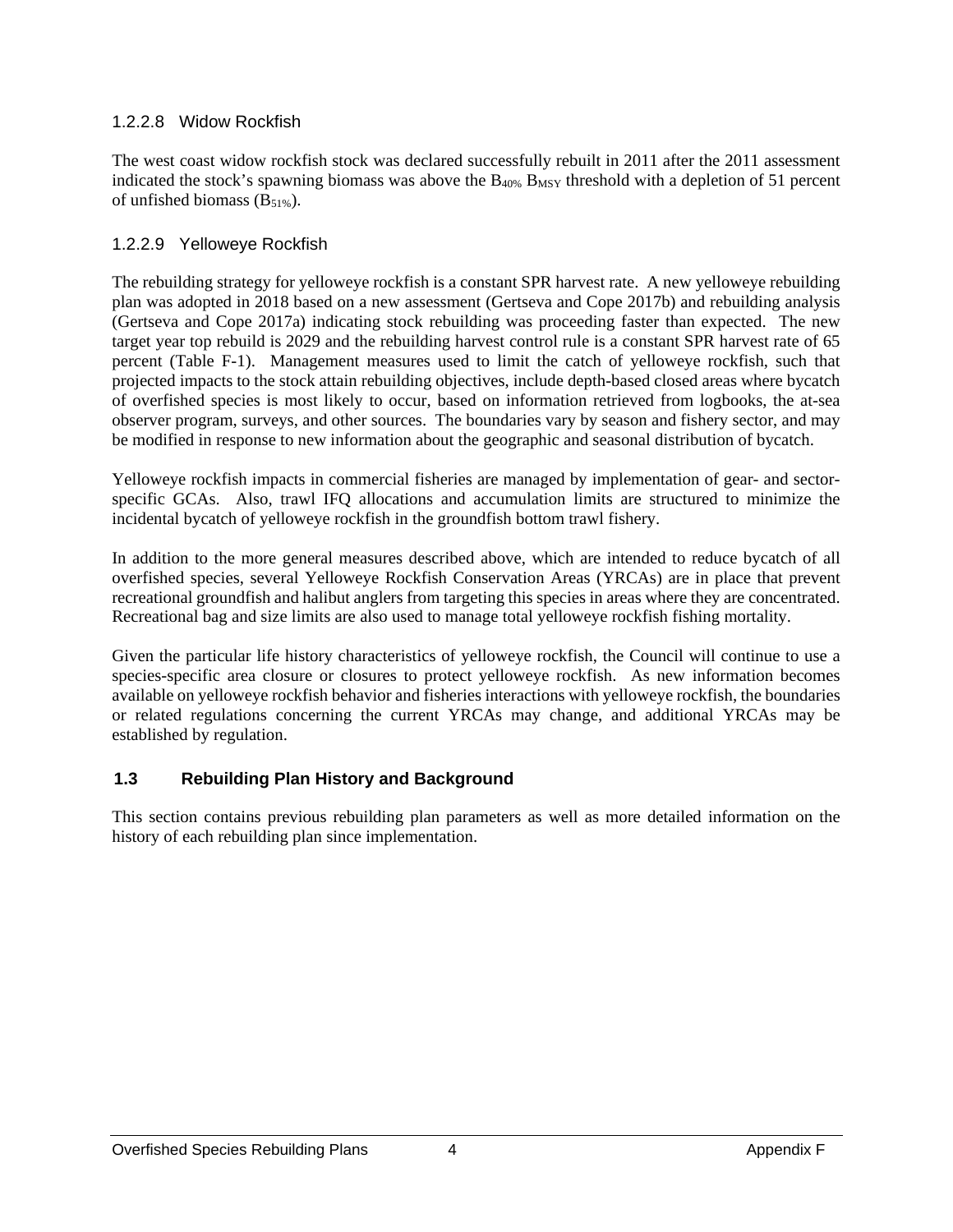#### 1.2.2.8 Widow Rockfish

The west coast widow rockfish stock was declared successfully rebuilt in 2011 after the 2011 assessment indicated the stock's spawning biomass was above the $B_{40\%}$ $B_{MSY}$ threshold with a depletion of 51 percent of unfished biomass ($B_{51\%}$).

#### 1.2.2.9 Yelloweye Rockfish

The rebuilding strategy for yelloweye rockfish is a constant SPR harvest rate. A new yelloweye rebuilding plan was adopted in 2018 based on a new assessment (Gertseva and Cope 2017b) and rebuilding analysis (Gertseva and Cope 2017a) indicating stock rebuilding was proceeding faster than expected. The new target year top rebuild is 2029 and the rebuilding harvest control rule is a constant SPR harvest rate of 65 percent (Table F-1). Management measures used to limit the catch of yelloweye rockfish, such that projected impacts to the stock attain rebuilding objectives, include depth-based closed areas where bycatch of overfished species is most likely to occur, based on information retrieved from logbooks, the at-sea observer program, surveys, and other sources. The boundaries vary by season and fishery sector, and may be modified in response to new information about the geographic and seasonal distribution of bycatch.

Yelloweye rockfish impacts in commercial fisheries are managed by implementation of gear- and sector-specific GCAs. Also, trawl IFQ allocations and accumulation limits are structured to minimize the incidental bycatch of yelloweye rockfish in the groundfish bottom trawl fishery.

In addition to the more general measures described above, which are intended to reduce bycatch of all overfished species, several Yelloweye Rockfish Conservation Areas (YRCAs) are in place that prevent recreational groundfish and halibut anglers from targeting this species in areas where they are concentrated. Recreational bag and size limits are also used to manage total yelloweye rockfish fishing mortality.

Given the particular life history characteristics of yelloweye rockfish, the Council will continue to use a species-specific area closure or closures to protect yelloweye rockfish. As new information becomes available on yelloweye rockfish behavior and fisheries interactions with yelloweye rockfish, the boundaries or related regulations concerning the current YRCAs may change, and additional YRCAs may be established by regulation.

## 1.3 Rebuilding Plan History and Background

This section contains previous rebuilding plan parameters as well as more detailed information on the history of each rebuilding plan since implementation.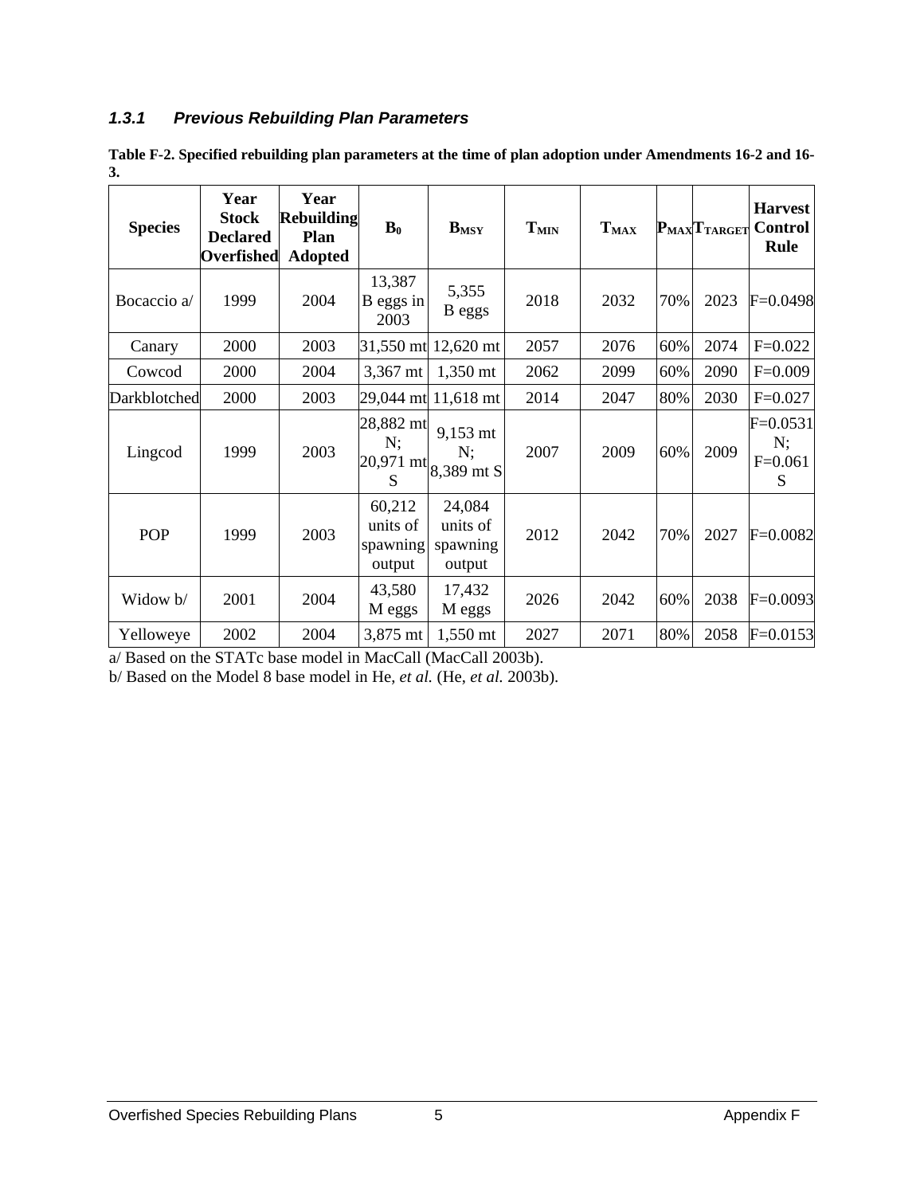### 1.3.1 *Previous Rebuilding Plan Parameters*

**Table F-2. Specified rebuilding plan parameters at the time of plan adoption under Amendments 16-2 and 16-3.**

| Species | Year Stock Declared Overfished | Year Rebuilding Plan Adopted | $B_0$ | $B_{MSY}$ | $T_{MIN}$ | $T_{MAX}$ | $P_{MAX}$ | $T_{TARGET}$ | Harvest Control Rule |
|---|---|---|---|---|---|---|---|---|---|
| Bocaccio a/ | 1999 | 2004 | 13,387 B eggs in 2003 | 5,355 B eggs | 2018 | 2032 | 70% | 2023 | F=0.0498 |
| Canary | 2000 | 2003 | 31,550 mt | 12,620 mt | 2057 | 2076 | 60% | 2074 | F=0.022 |
| Cowcod | 2000 | 2004 | 3,367 mt | 1,350 mt | 2062 | 2099 | 60% | 2090 | F=0.009 |
| Darkblotched | 2000 | 2003 | 29,044 mt | 11,618 mt | 2014 | 2047 | 80% | 2030 | F=0.027 |
| Lingcod | 1999 | 2003 | 28,882 mt N; 20,971 mt S | 9,153 mt N; 8,389 mt S | 2007 | 2009 | 60% | 2009 | F=0.0531 N; F=0.061 S |
| POP | 1999 | 2003 | 60,212 units of spawning output | 24,084 units of spawning output | 2012 | 2042 | 70% | 2027 | F=0.0082 |
| Widow b/ | 2001 | 2004 | 43,580 M eggs | 17,432 M eggs | 2026 | 2042 | 60% | 2038 | F=0.0093 |
| Yelloweye | 2002 | 2004 | 3,875 mt | 1,550 mt | 2027 | 2071 | 80% | 2058 | F=0.0153 |

a/ Based on the STATc base model in MacCall (MacCall 2003b).

b/ Based on the Model 8 base model in He, *et al.* (He, *et al.* 2003b).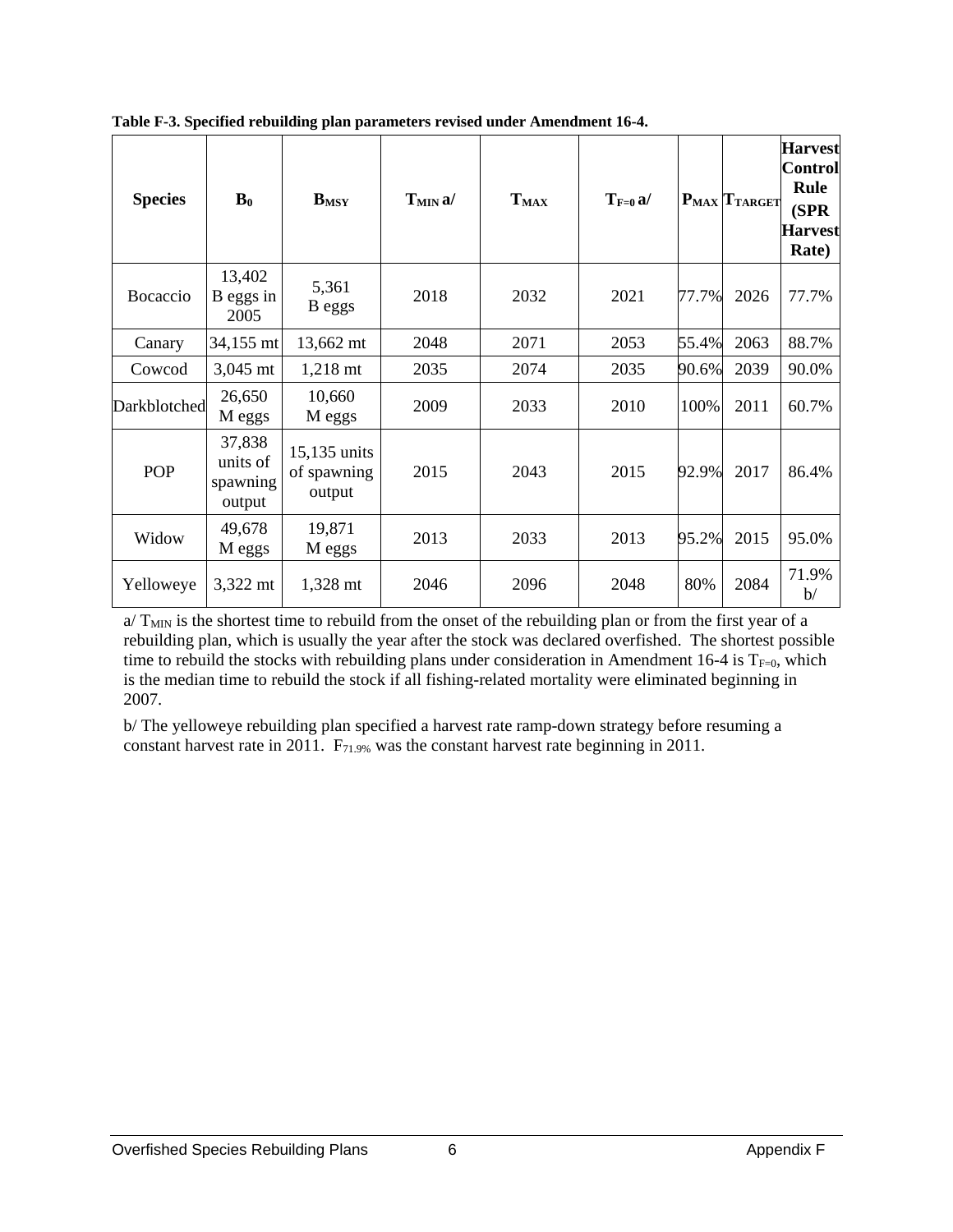**Table F-3. Specified rebuilding plan parameters revised under Amendment 16-4.**

| Species | $B_0$ | $B_{MSY}$ | $T_{MIN}$ a/ | $T_{MAX}$ | $T_{F=0}$ a/ | $P_{MAX}$ | $T_{TARGET}$ | Harvest Control Rule (SPR Harvest Rate) |
|---|---|---|---|---|---|---|---|---|
| Bocaccio | 13,402 B eggs in 2005 | 5,361 B eggs | 2018 | 2032 | 2021 | 77.7% | 2026 | 77.7% |
| Canary | 34,155 mt | 13,662 mt | 2048 | 2071 | 2053 | 55.4% | 2063 | 88.7% |
| Cowcod | 3,045 mt | 1,218 mt | 2035 | 2074 | 2035 | 90.6% | 2039 | 90.0% |
| Darkblotched | 26,650 M eggs | 10,660 M eggs | 2009 | 2033 | 2010 | 100% | 2011 | 60.7% |
| POP | 37,838 units of spawning output | 15,135 units of spawning output | 2015 | 2043 | 2015 | 92.9% | 2017 | 86.4% |
| Widow | 49,678 M eggs | 19,871 M eggs | 2013 | 2033 | 2013 | 95.2% | 2015 | 95.0% |
| Yelloweye | 3,322 mt | 1,328 mt | 2046 | 2096 | 2048 | 80% | 2084 | 71.9% b/ |

a/ $T_{MIN}$ is the shortest time to rebuild from the onset of the rebuilding plan or from the first year of a rebuilding plan, which is usually the year after the stock was declared overfished. The shortest possible time to rebuild the stocks with rebuilding plans under consideration in Amendment 16-4 is $T_{F=0}$, which is the median time to rebuild the stock if all fishing-related mortality were eliminated beginning in 2007.

b/ The yelloweye rebuilding plan specified a harvest rate ramp-down strategy before resuming a constant harvest rate in 2011. $F_{71.9\%}$ was the constant harvest rate beginning in 2011.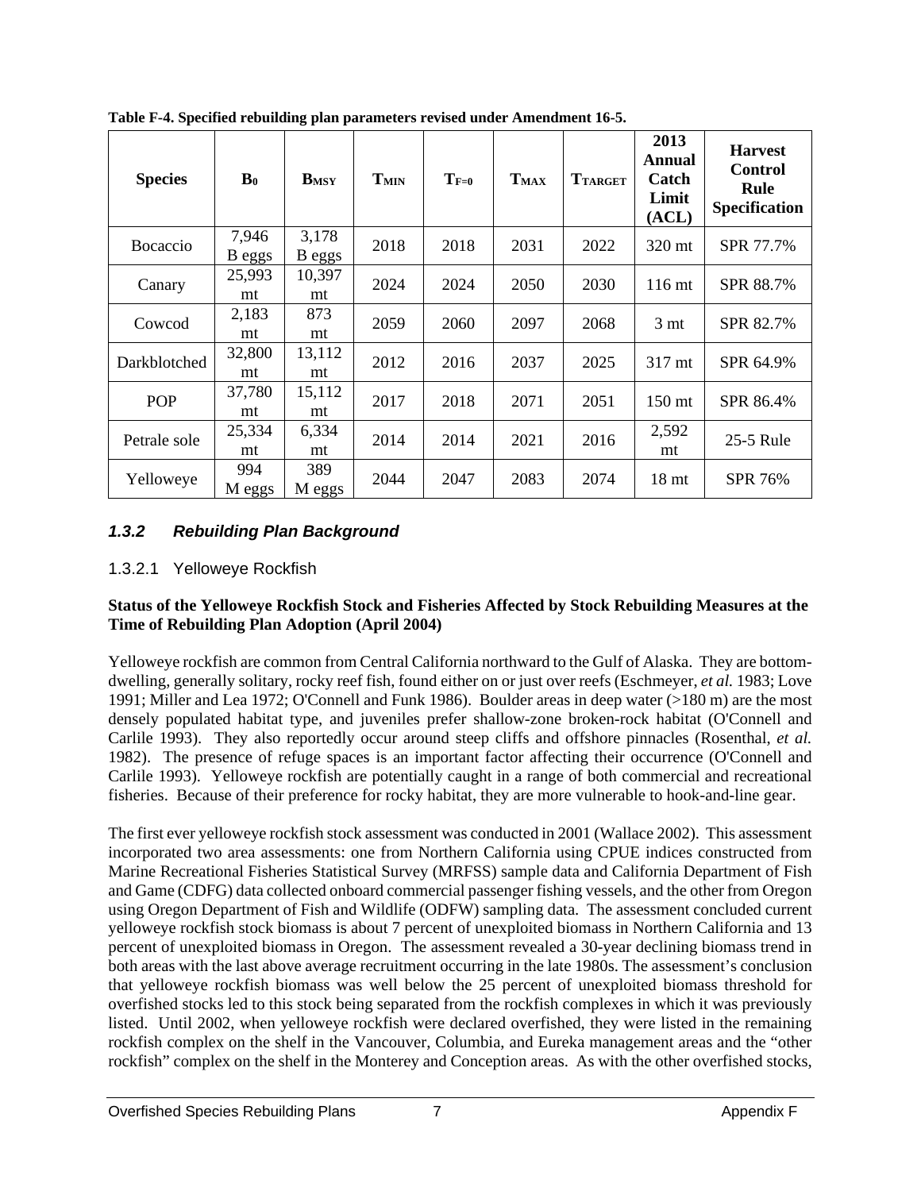**Table F-4. Specified rebuilding plan parameters revised under Amendment 16-5.**

| Species | $B_0$ | $B_{MSY}$ | $T_{MIN}$ | $T_{F=0}$ | $T_{MAX}$ | $T_{TARGET}$ | 2013 Annual Catch Limit (ACL) | Harvest Control Rule Specification |
|---|---|---|---|---|---|---|---|---|
| Bocaccio | 7,946 B eggs | 3,178 B eggs | 2018 | 2018 | 2031 | 2022 | 320 mt | SPR 77.7% |
| Canary | 25,993 mt | 10,397 mt | 2024 | 2024 | 2050 | 2030 | 116 mt | SPR 88.7% |
| Cowcod | 2,183 mt | 873 mt | 2059 | 2060 | 2097 | 2068 | 3 mt | SPR 82.7% |
| Darkblotched | 32,800 mt | 13,112 mt | 2012 | 2016 | 2037 | 2025 | 317 mt | SPR 64.9% |
| POP | 37,780 mt | 15,112 mt | 2017 | 2018 | 2071 | 2051 | 150 mt | SPR 86.4% |
| Petrale sole | 25,334 mt | 6,334 mt | 2014 | 2014 | 2021 | 2016 | 2,592 mt | 25-5 Rule |
| Yelloweye | 994 M eggs | 389 M eggs | 2044 | 2047 | 2083 | 2074 | 18 mt | SPR 76% |

### *1.3.2 Rebuilding Plan Background*

#### 1.3.2.1 Yelloweye Rockfish

**Status of the Yelloweye Rockfish Stock and Fisheries Affected by Stock Rebuilding Measures at the Time of Rebuilding Plan Adoption (April 2004)**

Yelloweye rockfish are common from Central California northward to the Gulf of Alaska. They are bottom-dwelling, generally solitary, rocky reef fish, found either on or just over reefs (Eschmeyer, *et al.* 1983; Love 1991; Miller and Lea 1972; O'Connell and Funk 1986). Boulder areas in deep water (>180 m) are the most densely populated habitat type, and juveniles prefer shallow-zone broken-rock habitat (O'Connell and Carlile 1993). They also reportedly occur around steep cliffs and offshore pinnacles (Rosenthal, *et al.* 1982). The presence of refuge spaces is an important factor affecting their occurrence (O'Connell and Carlile 1993). Yelloweye rockfish are potentially caught in a range of both commercial and recreational fisheries. Because of their preference for rocky habitat, they are more vulnerable to hook-and-line gear.

The first ever yelloweye rockfish stock assessment was conducted in 2001 (Wallace 2002). This assessment incorporated two area assessments: one from Northern California using CPUE indices constructed from Marine Recreational Fisheries Statistical Survey (MRFSS) sample data and California Department of Fish and Game (CDFG) data collected onboard commercial passenger fishing vessels, and the other from Oregon using Oregon Department of Fish and Wildlife (ODFW) sampling data. The assessment concluded current yelloweye rockfish stock biomass is about 7 percent of unexploited biomass in Northern California and 13 percent of unexploited biomass in Oregon. The assessment revealed a 30-year declining biomass trend in both areas with the last above average recruitment occurring in the late 1980s. The assessment's conclusion that yelloweye rockfish biomass was well below the 25 percent of unexploited biomass threshold for overfished stocks led to this stock being separated from the rockfish complexes in which it was previously listed. Until 2002, when yelloweye rockfish were declared overfished, they were listed in the remaining rockfish complex on the shelf in the Vancouver, Columbia, and Eureka management areas and the "other rockfish" complex on the shelf in the Monterey and Conception areas. As with the other overfished stocks,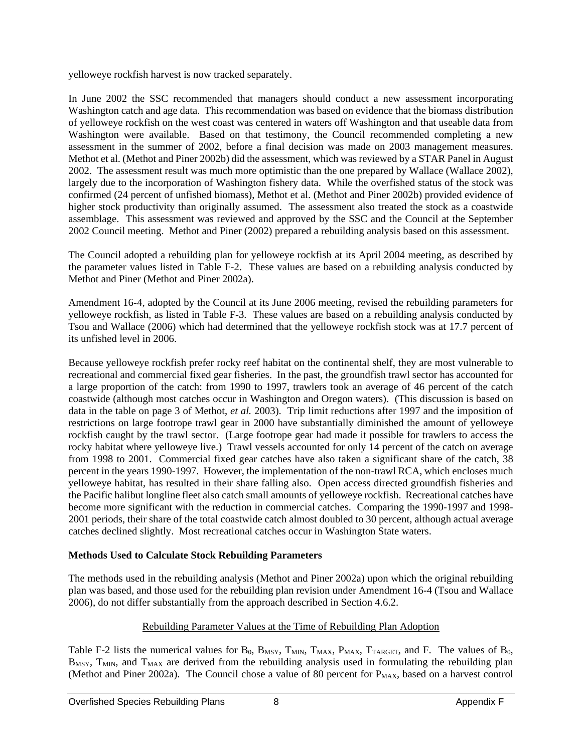yelloweye rockfish harvest is now tracked separately.

In June 2002 the SSC recommended that managers should conduct a new assessment incorporating Washington catch and age data. This recommendation was based on evidence that the biomass distribution of yelloweye rockfish on the west coast was centered in waters off Washington and that useable data from Washington were available. Based on that testimony, the Council recommended completing a new assessment in the summer of 2002, before a final decision was made on 2003 management measures. Methot et al. (Methot and Piner 2002b) did the assessment, which was reviewed by a STAR Panel in August 2002. The assessment result was much more optimistic than the one prepared by Wallace (Wallace 2002), largely due to the incorporation of Washington fishery data. While the overfished status of the stock was confirmed (24 percent of unfished biomass), Methot et al. (Methot and Piner 2002b) provided evidence of higher stock productivity than originally assumed. The assessment also treated the stock as a coastwide assemblage. This assessment was reviewed and approved by the SSC and the Council at the September 2002 Council meeting. Methot and Piner (2002) prepared a rebuilding analysis based on this assessment.

The Council adopted a rebuilding plan for yelloweye rockfish at its April 2004 meeting, as described by the parameter values listed in Table F-2. These values are based on a rebuilding analysis conducted by Methot and Piner (Methot and Piner 2002a).

Amendment 16-4, adopted by the Council at its June 2006 meeting, revised the rebuilding parameters for yelloweye rockfish, as listed in Table F-3. These values are based on a rebuilding analysis conducted by Tsou and Wallace (2006) which had determined that the yelloweye rockfish stock was at 17.7 percent of its unfished level in 2006.

Because yelloweye rockfish prefer rocky reef habitat on the continental shelf, they are most vulnerable to recreational and commercial fixed gear fisheries. In the past, the groundfish trawl sector has accounted for a large proportion of the catch: from 1990 to 1997, trawlers took an average of 46 percent of the catch coastwide (although most catches occur in Washington and Oregon waters). (This discussion is based on data in the table on page 3 of Methot, *et al.* 2003). Trip limit reductions after 1997 and the imposition of restrictions on large footrope trawl gear in 2000 have substantially diminished the amount of yelloweye rockfish caught by the trawl sector. (Large footrope gear had made it possible for trawlers to access the rocky habitat where yelloweye live.) Trawl vessels accounted for only 14 percent of the catch on average from 1998 to 2001. Commercial fixed gear catches have also taken a significant share of the catch, 38 percent in the years 1990-1997. However, the implementation of the non-trawl RCA, which encloses much yelloweye habitat, has resulted in their share falling also. Open access directed groundfish fisheries and the Pacific halibut longline fleet also catch small amounts of yelloweye rockfish. Recreational catches have become more significant with the reduction in commercial catches. Comparing the 1990-1997 and 1998-2001 periods, their share of the total coastwide catch almost doubled to 30 percent, although actual average catches declined slightly. Most recreational catches occur in Washington State waters.

**Methods Used to Calculate Stock Rebuilding Parameters**

The methods used in the rebuilding analysis (Methot and Piner 2002a) upon which the original rebuilding plan was based, and those used for the rebuilding plan revision under Amendment 16-4 (Tsou and Wallace 2006), do not differ substantially from the approach described in Section 4.6.2.

Rebuilding Parameter Values at the Time of Rebuilding Plan Adoption

Table F-2 lists the numerical values for $B_0$, $B_{MSY}$, $T_{MIN}$, $T_{MAX}$, $P_{MAX}$, $T_{TARGET}$, and F. The values of $B_0$, $B_{MSY}$, $T_{MIN}$, and $T_{MAX}$ are derived from the rebuilding analysis used in formulating the rebuilding plan (Methot and Piner 2002a). The Council chose a value of 80 percent for $P_{MAX}$, based on a harvest control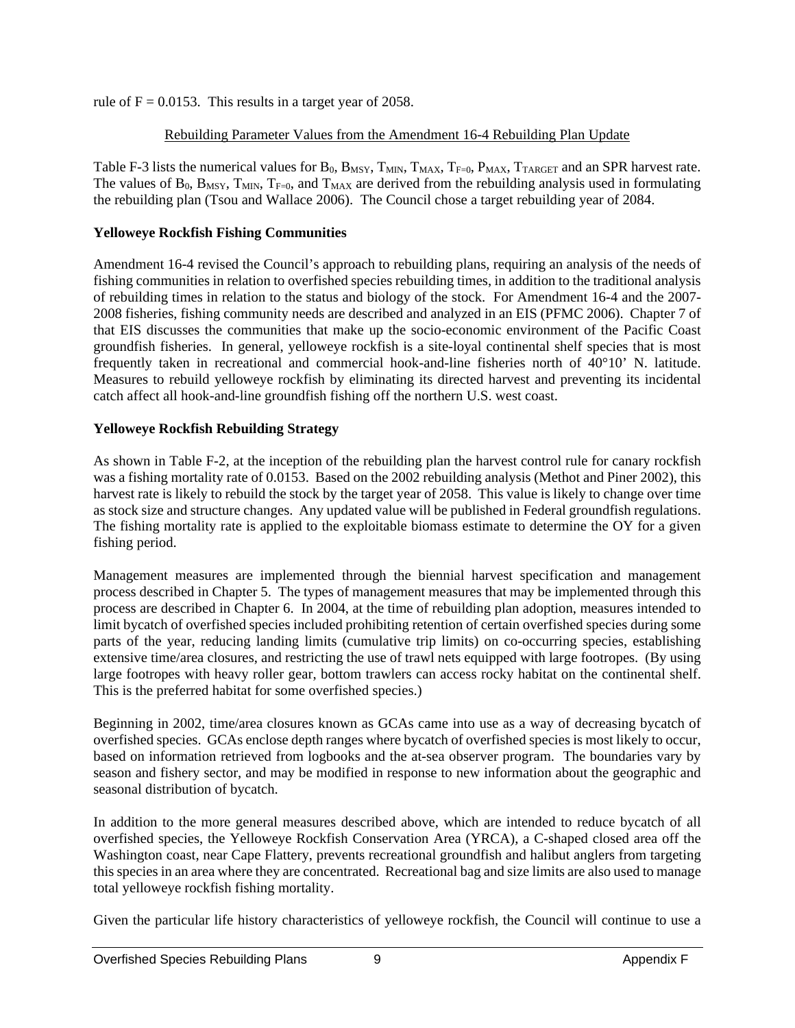rule of F = 0.0153. This results in a target year of 2058.

Rebuilding Parameter Values from the Amendment 16-4 Rebuilding Plan Update

Table F-3 lists the numerical values for $B_0$, $B_{MSY}$, $T_{MIN}$, $T_{MAX}$, $T_{F=0}$, $P_{MAX}$, $T_{TARGET}$ and an SPR harvest rate. The values of $B_0$, $B_{MSY}$, $T_{MIN}$, $T_{F=0}$, and $T_{MAX}$ are derived from the rebuilding analysis used in formulating the rebuilding plan (Tsou and Wallace 2006). The Council chose a target rebuilding year of 2084.

**Yelloweye Rockfish Fishing Communities**

Amendment 16-4 revised the Council's approach to rebuilding plans, requiring an analysis of the needs of fishing communities in relation to overfished species rebuilding times, in addition to the traditional analysis of rebuilding times in relation to the status and biology of the stock. For Amendment 16-4 and the 2007-2008 fisheries, fishing community needs are described and analyzed in an EIS (PFMC 2006). Chapter 7 of that EIS discusses the communities that make up the socio-economic environment of the Pacific Coast groundfish fisheries. In general, yelloweye rockfish is a site-loyal continental shelf species that is most frequently taken in recreational and commercial hook-and-line fisheries north of 40°10' N. latitude. Measures to rebuild yelloweye rockfish by eliminating its directed harvest and preventing its incidental catch affect all hook-and-line groundfish fishing off the northern U.S. west coast.

**Yelloweye Rockfish Rebuilding Strategy**

As shown in Table F-2, at the inception of the rebuilding plan the harvest control rule for canary rockfish was a fishing mortality rate of 0.0153. Based on the 2002 rebuilding analysis (Methot and Piner 2002), this harvest rate is likely to rebuild the stock by the target year of 2058. This value is likely to change over time as stock size and structure changes. Any updated value will be published in Federal groundfish regulations. The fishing mortality rate is applied to the exploitable biomass estimate to determine the OY for a given fishing period.

Management measures are implemented through the biennial harvest specification and management process described in Chapter 5. The types of management measures that may be implemented through this process are described in Chapter 6. In 2004, at the time of rebuilding plan adoption, measures intended to limit bycatch of overfished species included prohibiting retention of certain overfished species during some parts of the year, reducing landing limits (cumulative trip limits) on co-occurring species, establishing extensive time/area closures, and restricting the use of trawl nets equipped with large footropes. (By using large footropes with heavy roller gear, bottom trawlers can access rocky habitat on the continental shelf. This is the preferred habitat for some overfished species.)

Beginning in 2002, time/area closures known as GCAs came into use as a way of decreasing bycatch of overfished species. GCAs enclose depth ranges where bycatch of overfished species is most likely to occur, based on information retrieved from logbooks and the at-sea observer program. The boundaries vary by season and fishery sector, and may be modified in response to new information about the geographic and seasonal distribution of bycatch.

In addition to the more general measures described above, which are intended to reduce bycatch of all overfished species, the Yelloweye Rockfish Conservation Area (YRCA), a C-shaped closed area off the Washington coast, near Cape Flattery, prevents recreational groundfish and halibut anglers from targeting this species in an area where they are concentrated. Recreational bag and size limits are also used to manage total yelloweye rockfish fishing mortality.

Given the particular life history characteristics of yelloweye rockfish, the Council will continue to use a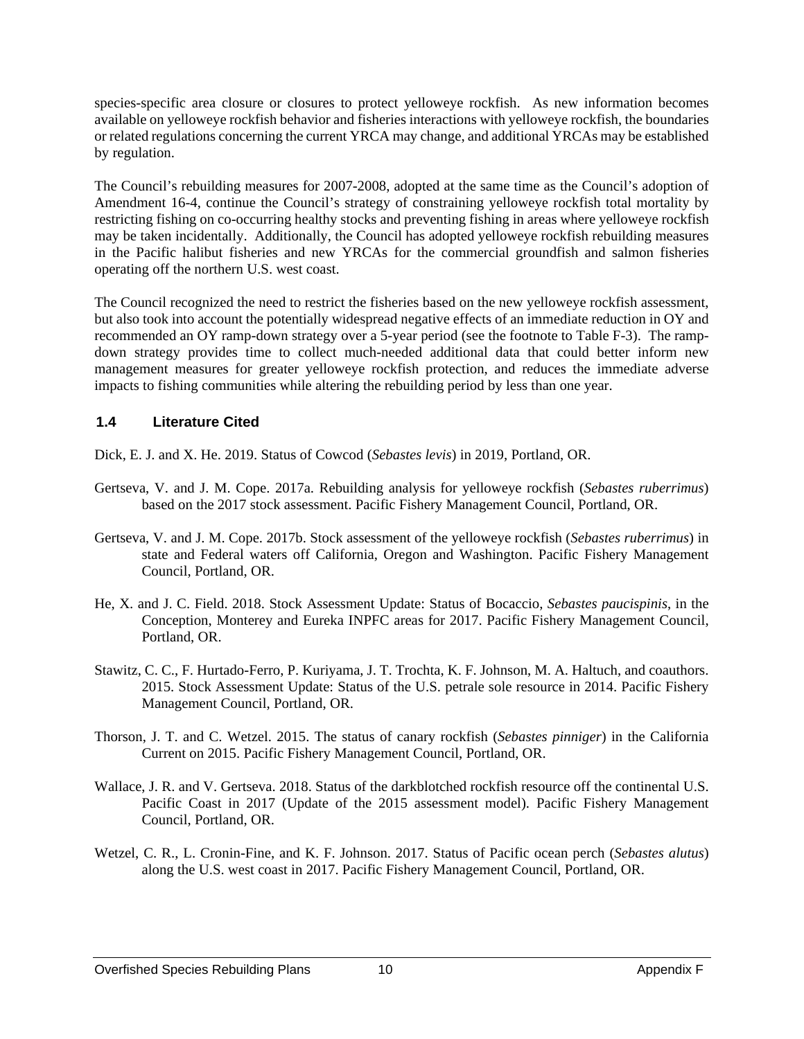species-specific area closure or closures to protect yelloweye rockfish. As new information becomes available on yelloweye rockfish behavior and fisheries interactions with yelloweye rockfish, the boundaries or related regulations concerning the current YRCA may change, and additional YRCAs may be established by regulation.

The Council's rebuilding measures for 2007-2008, adopted at the same time as the Council's adoption of Amendment 16-4, continue the Council's strategy of constraining yelloweye rockfish total mortality by restricting fishing on co-occurring healthy stocks and preventing fishing in areas where yelloweye rockfish may be taken incidentally. Additionally, the Council has adopted yelloweye rockfish rebuilding measures in the Pacific halibut fisheries and new YRCAs for the commercial groundfish and salmon fisheries operating off the northern U.S. west coast.

The Council recognized the need to restrict the fisheries based on the new yelloweye rockfish assessment, but also took into account the potentially widespread negative effects of an immediate reduction in OY and recommended an OY ramp-down strategy over a 5-year period (see the footnote to Table F-3). The ramp-down strategy provides time to collect much-needed additional data that could better inform new management measures for greater yelloweye rockfish protection, and reduces the immediate adverse impacts to fishing communities while altering the rebuilding period by less than one year.

## 1.4 Literature Cited

Dick, E. J. and X. He. 2019. Status of Cowcod (*Sebastes levis*) in 2019, Portland, OR.

Gertseva, V. and J. M. Cope. 2017a. Rebuilding analysis for yelloweye rockfish (*Sebastes ruberrimus*) based on the 2017 stock assessment. Pacific Fishery Management Council, Portland, OR.

Gertseva, V. and J. M. Cope. 2017b. Stock assessment of the yelloweye rockfish (*Sebastes ruberrimus*) in state and Federal waters off California, Oregon and Washington. Pacific Fishery Management Council, Portland, OR.

He, X. and J. C. Field. 2018. Stock Assessment Update: Status of Bocaccio, *Sebastes paucispinis*, in the Conception, Monterey and Eureka INPFC areas for 2017. Pacific Fishery Management Council, Portland, OR.

Stawitz, C. C., F. Hurtado-Ferro, P. Kuriyama, J. T. Trochta, K. F. Johnson, M. A. Haltuch, and coauthors. 2015. Stock Assessment Update: Status of the U.S. petrale sole resource in 2014. Pacific Fishery Management Council, Portland, OR.

Thorson, J. T. and C. Wetzel. 2015. The status of canary rockfish (*Sebastes pinniger*) in the California Current on 2015. Pacific Fishery Management Council, Portland, OR.

Wallace, J. R. and V. Gertseva. 2018. Status of the darkblotched rockfish resource off the continental U.S. Pacific Coast in 2017 (Update of the 2015 assessment model). Pacific Fishery Management Council, Portland, OR.

Wetzel, C. R., L. Cronin-Fine, and K. F. Johnson. 2017. Status of Pacific ocean perch (*Sebastes alutus*) along the U.S. west coast in 2017. Pacific Fishery Management Council, Portland, OR.